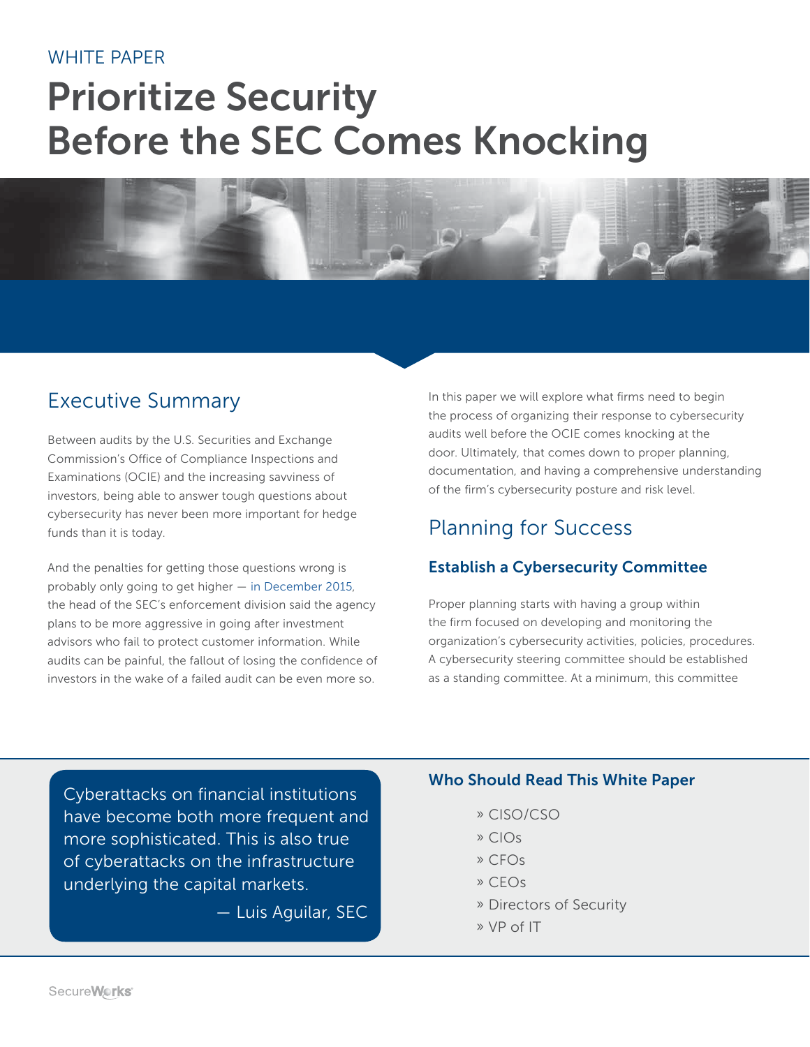WHITE PAPER

# Prioritize Security Before the SEC Comes Knocking

## Executive Summary

Between audits by the U.S. Securities and Exchange Commission's Office of Compliance Inspections and Examinations (OCIE) and the increasing savviness of investors, being able to answer tough questions about cybersecurity has never been more important for hedge funds than it is today.

And the penalties for getting those questions wrong is probably only going to get higher — in December 2015, the head of the SEC's enforcement division said the agency plans to be more aggressive in going after investment advisors who fail to protect customer information. While audits can be painful, the fallout of losing the confidence of investors in the wake of a failed audit can be even more so.

In this paper we will explore what firms need to begin the process of organizing their response to cybersecurity audits well before the OCIE comes knocking at the door. Ultimately, that comes down to proper planning, documentation, and having a comprehensive understanding of the firm's cybersecurity posture and risk level.

## Planning for Success

### Establish a Cybersecurity Committee

Proper planning starts with having a group within the firm focused on developing and monitoring the organization's cybersecurity activities, policies, procedures. A cybersecurity steering committee should be established as a standing committee. At a minimum, this committee

> Cyberattacks on financial institutions have become both more frequent and more sophisticated. This is also true of cyberattacks on the infrastructure underlying the capital markets.
>
> — Luis Aguilar, SEC

### Who Should Read This White Paper

- CISO/CSO
- CIOs
- CFOs
- CEOs
- Directors of Security
- VP of IT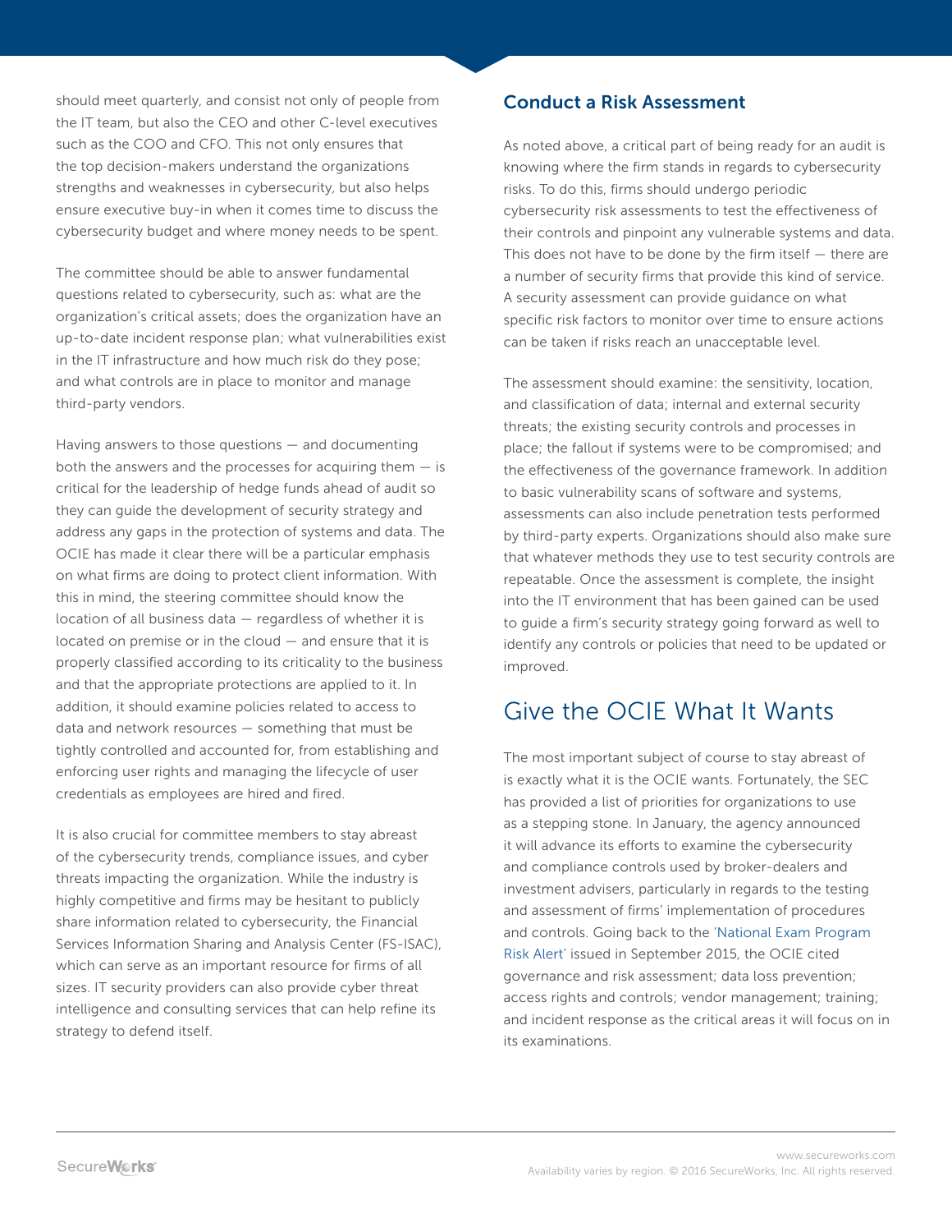should meet quarterly, and consist not only of people from the IT team, but also the CEO and other C-level executives such as the COO and CFO. This not only ensures that the top decision-makers understand the organizations strengths and weaknesses in cybersecurity, but also helps ensure executive buy-in when it comes time to discuss the cybersecurity budget and where money needs to be spent.

The committee should be able to answer fundamental questions related to cybersecurity, such as: what are the organization's critical assets; does the organization have an up-to-date incident response plan; what vulnerabilities exist in the IT infrastructure and how much risk do they pose; and what controls are in place to monitor and manage third-party vendors.

Having answers to those questions — and documenting both the answers and the processes for acquiring them — is critical for the leadership of hedge funds ahead of audit so they can guide the development of security strategy and address any gaps in the protection of systems and data. The OCIE has made it clear there will be a particular emphasis on what firms are doing to protect client information. With this in mind, the steering committee should know the location of all business data — regardless of whether it is located on premise or in the cloud — and ensure that it is properly classified according to its criticality to the business and that the appropriate protections are applied to it. In addition, it should examine policies related to access to data and network resources — something that must be tightly controlled and accounted for, from establishing and enforcing user rights and managing the lifecycle of user credentials as employees are hired and fired.

It is also crucial for committee members to stay abreast of the cybersecurity trends, compliance issues, and cyber threats impacting the organization. While the industry is highly competitive and firms may be hesitant to publicly share information related to cybersecurity, the Financial Services Information Sharing and Analysis Center (FS-ISAC), which can serve as an important resource for firms of all sizes. IT security providers can also provide cyber threat intelligence and consulting services that can help refine its strategy to defend itself.

### Conduct a Risk Assessment

As noted above, a critical part of being ready for an audit is knowing where the firm stands in regards to cybersecurity risks. To do this, firms should undergo periodic cybersecurity risk assessments to test the effectiveness of their controls and pinpoint any vulnerable systems and data. This does not have to be done by the firm itself — there are a number of security firms that provide this kind of service. A security assessment can provide guidance on what specific risk factors to monitor over time to ensure actions can be taken if risks reach an unacceptable level.

The assessment should examine: the sensitivity, location, and classification of data; internal and external security threats; the existing security controls and processes in place; the fallout if systems were to be compromised; and the effectiveness of the governance framework. In addition to basic vulnerability scans of software and systems, assessments can also include penetration tests performed by third-party experts. Organizations should also make sure that whatever methods they use to test security controls are repeatable. Once the assessment is complete, the insight into the IT environment that has been gained can be used to guide a firm's security strategy going forward as well to identify any controls or policies that need to be updated or improved.

## Give the OCIE What It Wants

The most important subject of course to stay abreast of is exactly what it is the OCIE wants. Fortunately, the SEC has provided a list of priorities for organizations to use as a stepping stone. In January, the agency announced it will advance its efforts to examine the cybersecurity and compliance controls used by broker-dealers and investment advisers, particularly in regards to the testing and assessment of firms' implementation of procedures and controls. Going back to the 'National Exam Program Risk Alert' issued in September 2015, the OCIE cited governance and risk assessment; data loss prevention; access rights and controls; vendor management; training; and incident response as the critical areas it will focus on in its examinations.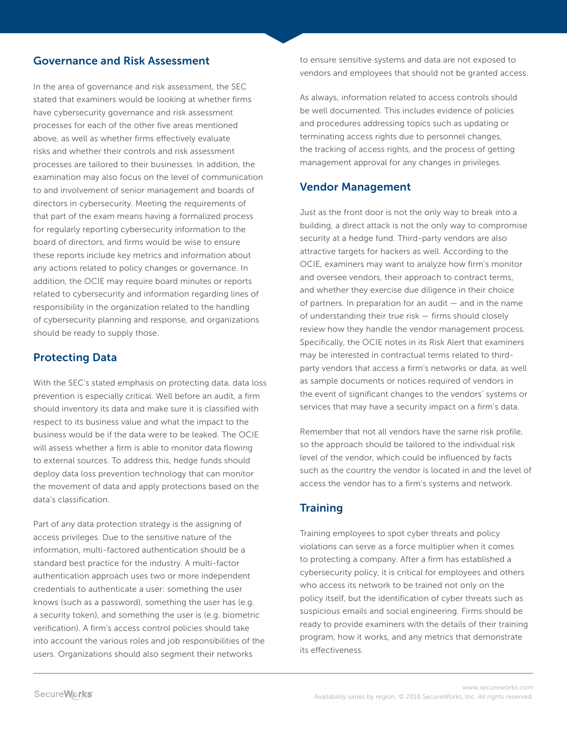## Governance and Risk Assessment

In the area of governance and risk assessment, the SEC stated that examiners would be looking at whether firms have cybersecurity governance and risk assessment processes for each of the other five areas mentioned above, as well as whether firms effectively evaluate risks and whether their controls and risk assessment processes are tailored to their businesses. In addition, the examination may also focus on the level of communication to and involvement of senior management and boards of directors in cybersecurity. Meeting the requirements of that part of the exam means having a formalized process for regularly reporting cybersecurity information to the board of directors, and firms would be wise to ensure these reports include key metrics and information about any actions related to policy changes or governance. In addition, the OCIE may require board minutes or reports related to cybersecurity and information regarding lines of responsibility in the organization related to the handling of cybersecurity planning and response, and organizations should be ready to supply those.

## Protecting Data

With the SEC's stated emphasis on protecting data, data loss prevention is especially critical. Well before an audit, a firm should inventory its data and make sure it is classified with respect to its business value and what the impact to the business would be if the data were to be leaked. The OCIE will assess whether a firm is able to monitor data flowing to external sources. To address this, hedge funds should deploy data loss prevention technology that can monitor the movement of data and apply protections based on the data's classification.

Part of any data protection strategy is the assigning of access privileges. Due to the sensitive nature of the information, multi-factored authentication should be a standard best practice for the industry. A multi-factor authentication approach uses two or more independent credentials to authenticate a user: something the user knows (such as a password), something the user has (e.g. a security token), and something the user is (e.g. biometric verification). A firm's access control policies should take into account the various roles and job responsibilities of the users. Organizations should also segment their networks to ensure sensitive systems and data are not exposed to vendors and employees that should not be granted access.

As always, information related to access controls should be well documented. This includes evidence of policies and procedures addressing topics such as updating or terminating access rights due to personnel changes, the tracking of access rights, and the process of getting management approval for any changes in privileges.

## Vendor Management

Just as the front door is not the only way to break into a building, a direct attack is not the only way to compromise security at a hedge fund. Third-party vendors are also attractive targets for hackers as well. According to the OCIE, examiners may want to analyze how firm's monitor and oversee vendors, their approach to contract terms, and whether they exercise due diligence in their choice of partners. In preparation for an audit — and in the name of understanding their true risk — firms should closely review how they handle the vendor management process. Specifically, the OCIE notes in its Risk Alert that examiners may be interested in contractual terms related to third-party vendors that access a firm's networks or data, as well as sample documents or notices required of vendors in the event of significant changes to the vendors' systems or services that may have a security impact on a firm's data.

Remember that not all vendors have the same risk profile, so the approach should be tailored to the individual risk level of the vendor, which could be influenced by facts such as the country the vendor is located in and the level of access the vendor has to a firm's systems and network.

## Training

Training employees to spot cyber threats and policy violations can serve as a force multiplier when it comes to protecting a company. After a firm has established a cybersecurity policy, it is critical for employees and others who access its network to be trained not only on the policy itself, but the identification of cyber threats such as suspicious emails and social engineering. Firms should be ready to provide examiners with the details of their training program, how it works, and any metrics that demonstrate its effectiveness.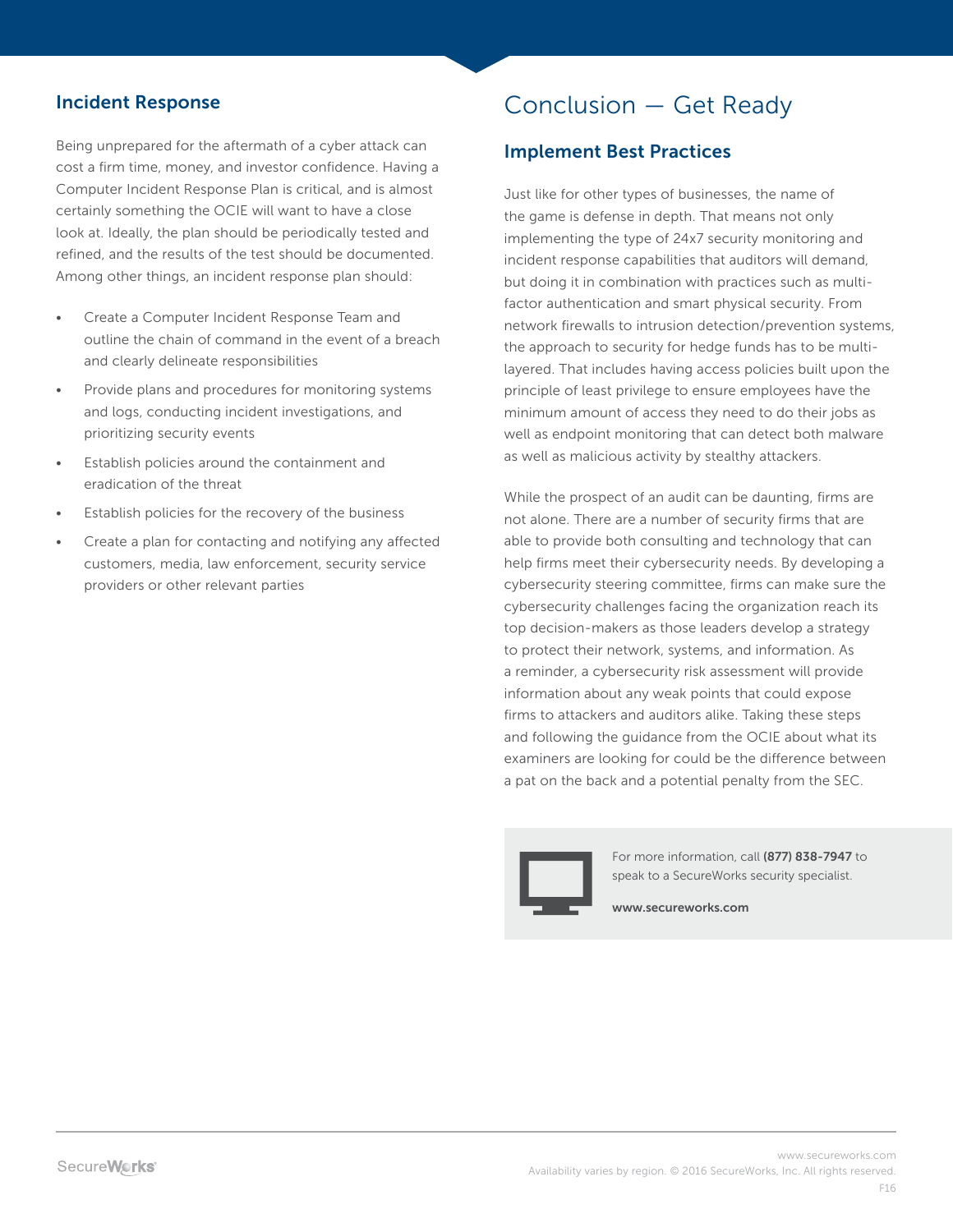### Incident Response

Being unprepared for the aftermath of a cyber attack can cost a firm time, money, and investor confidence. Having a Computer Incident Response Plan is critical, and is almost certainly something the OCIE will want to have a close look at. Ideally, the plan should be periodically tested and refined, and the results of the test should be documented. Among other things, an incident response plan should:

- Create a Computer Incident Response Team and outline the chain of command in the event of a breach and clearly delineate responsibilities
- Provide plans and procedures for monitoring systems and logs, conducting incident investigations, and prioritizing security events
- Establish policies around the containment and eradication of the threat
- Establish policies for the recovery of the business
- Create a plan for contacting and notifying any affected customers, media, law enforcement, security service providers or other relevant parties

## Conclusion — Get Ready

### Implement Best Practices

Just like for other types of businesses, the name of the game is defense in depth. That means not only implementing the type of 24x7 security monitoring and incident response capabilities that auditors will demand, but doing it in combination with practices such as multi-factor authentication and smart physical security. From network firewalls to intrusion detection/prevention systems, the approach to security for hedge funds has to be multi-layered. That includes having access policies built upon the principle of least privilege to ensure employees have the minimum amount of access they need to do their jobs as well as endpoint monitoring that can detect both malware as well as malicious activity by stealthy attackers.

While the prospect of an audit can be daunting, firms are not alone. There are a number of security firms that are able to provide both consulting and technology that can help firms meet their cybersecurity needs. By developing a cybersecurity steering committee, firms can make sure the cybersecurity challenges facing the organization reach its top decision-makers as those leaders develop a strategy to protect their network, systems, and information. As a reminder, a cybersecurity risk assessment will provide information about any weak points that could expose firms to attackers and auditors alike. Taking these steps and following the guidance from the OCIE about what its examiners are looking for could be the difference between a pat on the back and a potential penalty from the SEC.

For more information, call **(877) 838-7947** to speak to a SecureWorks security specialist.

**www.secureworks.com**

Availability varies by region. © 2016 SecureWorks, Inc. All rights reserved.